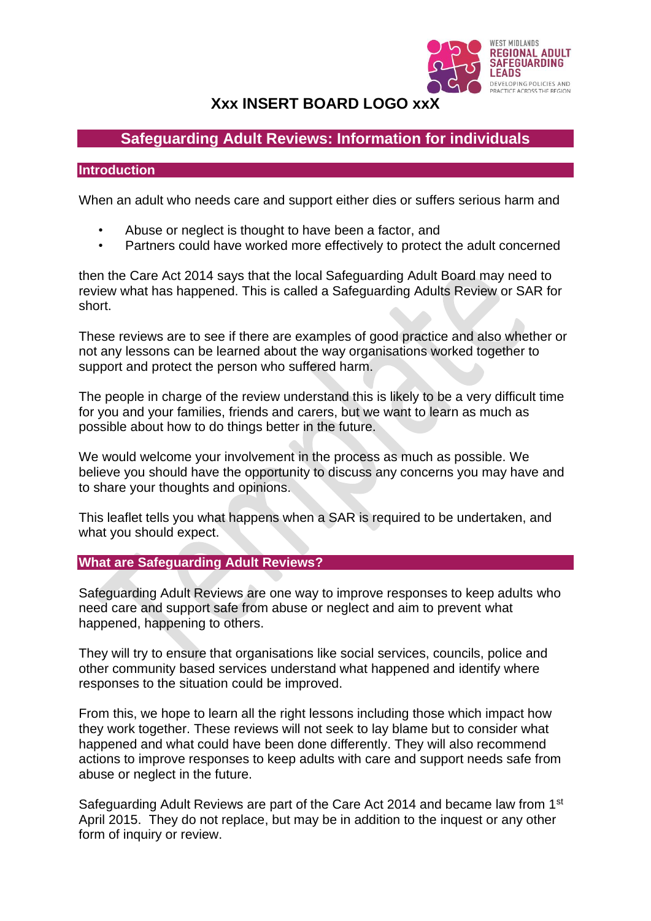WEST MIDLANDS REGIONAL ADULT SAFEGUARDING LEADS
DEVELOPING POLICIES AND PRACTICE ACROSS THE REGION

**Xxx INSERT BOARD LOGO xxX**

# Safeguarding Adult Reviews: Information for individuals

## Introduction

When an adult who needs care and support either dies or suffers serious harm and

- Abuse or neglect is thought to have been a factor, and
- Partners could have worked more effectively to protect the adult concerned

then the Care Act 2014 says that the local Safeguarding Adult Board may need to review what has happened. This is called a Safeguarding Adults Review or SAR for short.

These reviews are to see if there are examples of good practice and also whether or not any lessons can be learned about the way organisations worked together to support and protect the person who suffered harm.

The people in charge of the review understand this is likely to be a very difficult time for you and your families, friends and carers, but we want to learn as much as possible about how to do things better in the future.

We would welcome your involvement in the process as much as possible. We believe you should have the opportunity to discuss any concerns you may have and to share your thoughts and opinions.

This leaflet tells you what happens when a SAR is required to be undertaken, and what you should expect.

## What are Safeguarding Adult Reviews?

Safeguarding Adult Reviews are one way to improve responses to keep adults who need care and support safe from abuse or neglect and aim to prevent what happened, happening to others.

They will try to ensure that organisations like social services, councils, police and other community based services understand what happened and identify where responses to the situation could be improved.

From this, we hope to learn all the right lessons including those which impact how they work together. These reviews will not seek to lay blame but to consider what happened and what could have been done differently. They will also recommend actions to improve responses to keep adults with care and support needs safe from abuse or neglect in the future.

Safeguarding Adult Reviews are part of the Care Act 2014 and became law from 1st April 2015. They do not replace, but may be in addition to the inquest or any other form of inquiry or review.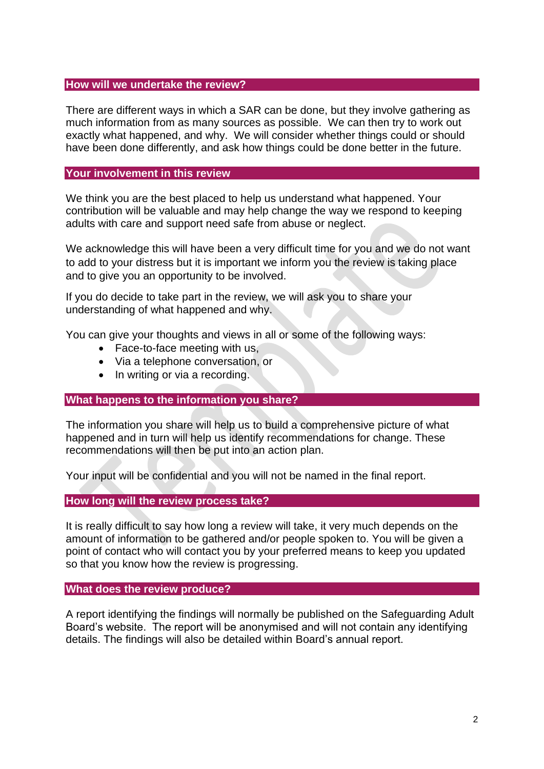## How will we undertake the review?

There are different ways in which a SAR can be done, but they involve gathering as much information from as many sources as possible. We can then try to work out exactly what happened, and why. We will consider whether things could or should have been done differently, and ask how things could be done better in the future.

## Your involvement in this review

We think you are the best placed to help us understand what happened. Your contribution will be valuable and may help change the way we respond to keeping adults with care and support need safe from abuse or neglect.

We acknowledge this will have been a very difficult time for you and we do not want to add to your distress but it is important we inform you the review is taking place and to give you an opportunity to be involved.

If you do decide to take part in the review, we will ask you to share your understanding of what happened and why.

You can give your thoughts and views in all or some of the following ways:

- Face-to-face meeting with us,
- Via a telephone conversation, or
- In writing or via a recording.

## What happens to the information you share?

The information you share will help us to build a comprehensive picture of what happened and in turn will help us identify recommendations for change. These recommendations will then be put into an action plan.

Your input will be confidential and you will not be named in the final report.

## How long will the review process take?

It is really difficult to say how long a review will take, it very much depends on the amount of information to be gathered and/or people spoken to. You will be given a point of contact who will contact you by your preferred means to keep you updated so that you know how the review is progressing.

## What does the review produce?

A report identifying the findings will normally be published on the Safeguarding Adult Board's website. The report will be anonymised and will not contain any identifying details. The findings will also be detailed within Board's annual report.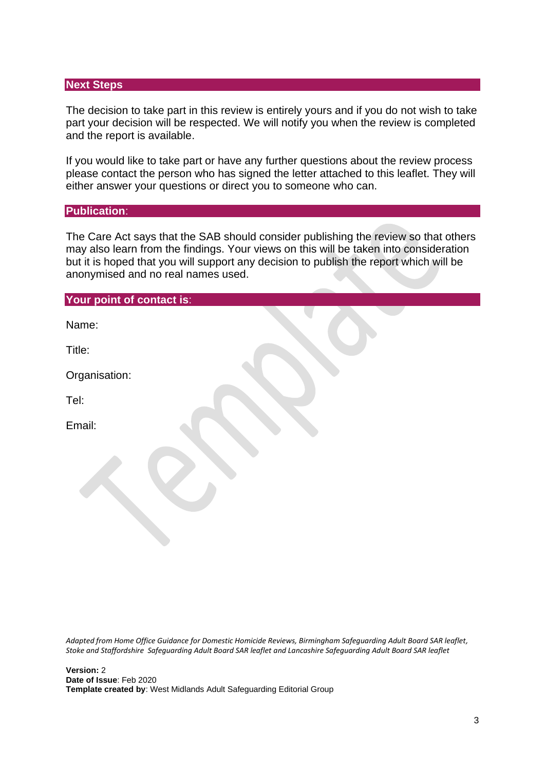## Next Steps

The decision to take part in this review is entirely yours and if you do not wish to take part your decision will be respected. We will notify you when the review is completed and the report is available.

If you would like to take part or have any further questions about the review process please contact the person who has signed the letter attached to this leaflet. They will either answer your questions or direct you to someone who can.

## Publication:

The Care Act says that the SAB should consider publishing the review so that others may also learn from the findings. Your views on this will be taken into consideration but it is hoped that you will support any decision to publish the report which will be anonymised and no real names used.

## Your point of contact is:

Name:

Title:

Organisation:

Tel:

Email:

*Adapted from Home Office Guidance for Domestic Homicide Reviews, Birmingham Safeguarding Adult Board SAR leaflet, Stoke and Staffordshire Safeguarding Adult Board SAR leaflet and Lancashire Safeguarding Adult Board SAR leaflet*

**Version:** 2
**Date of Issue**: Feb 2020
**Template created by**: West Midlands Adult Safeguarding Editorial Group